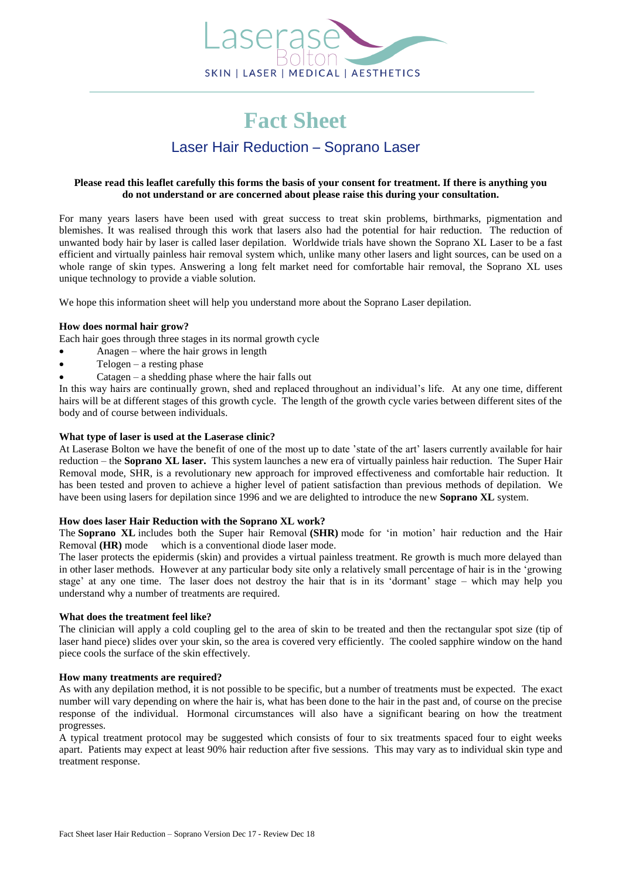Laserase Bolton

SKIN | LASER | MEDICAL | AESTHETICS

# Fact Sheet

## Laser Hair Reduction – Soprano Laser

**Please read this leaflet carefully this forms the basis of your consent for treatment. If there is anything you do not understand or are concerned about please raise this during your consultation.**

For many years lasers have been used with great success to treat skin problems, birthmarks, pigmentation and blemishes. It was realised through this work that lasers also had the potential for hair reduction. The reduction of unwanted body hair by laser is called laser depilation. Worldwide trials have shown the Soprano XL Laser to be a fast efficient and virtually painless hair removal system which, unlike many other lasers and light sources, can be used on a whole range of skin types. Answering a long felt market need for comfortable hair removal, the Soprano XL uses unique technology to provide a viable solution.

We hope this information sheet will help you understand more about the Soprano Laser depilation.

**How does normal hair grow?**

Each hair goes through three stages in its normal growth cycle

- Anagen – where the hair grows in length
- Telogen – a resting phase
- Catagen – a shedding phase where the hair falls out

In this way hairs are continually grown, shed and replaced throughout an individual's life. At any one time, different hairs will be at different stages of this growth cycle. The length of the growth cycle varies between different sites of the body and of course between individuals.

**What type of laser is used at the Laserase clinic?**

At Laserase Bolton we have the benefit of one of the most up to date 'state of the art' lasers currently available for hair reduction – the **Soprano XL laser.** This system launches a new era of virtually painless hair reduction. The Super Hair Removal mode, SHR, is a revolutionary new approach for improved effectiveness and comfortable hair reduction. It has been tested and proven to achieve a higher level of patient satisfaction than previous methods of depilation. We have been using lasers for depilation since 1996 and we are delighted to introduce the new **Soprano XL** system.

**How does laser Hair Reduction with the Soprano XL work?**

The **Soprano XL** includes both the Super hair Removal **(SHR)** mode for 'in motion' hair reduction and the Hair Removal **(HR)** mode which is a conventional diode laser mode.

The laser protects the epidermis (skin) and provides a virtual painless treatment. Re growth is much more delayed than in other laser methods. However at any particular body site only a relatively small percentage of hair is in the 'growing stage' at any one time. The laser does not destroy the hair that is in its 'dormant' stage – which may help you understand why a number of treatments are required.

**What does the treatment feel like?**

The clinician will apply a cold coupling gel to the area of skin to be treated and then the rectangular spot size (tip of laser hand piece) slides over your skin, so the area is covered very efficiently. The cooled sapphire window on the hand piece cools the surface of the skin effectively.

**How many treatments are required?**

As with any depilation method, it is not possible to be specific, but a number of treatments must be expected. The exact number will vary depending on where the hair is, what has been done to the hair in the past and, of course on the precise response of the individual. Hormonal circumstances will also have a significant bearing on how the treatment progresses.

A typical treatment protocol may be suggested which consists of four to six treatments spaced four to eight weeks apart. Patients may expect at least 90% hair reduction after five sessions. This may vary as to individual skin type and treatment response.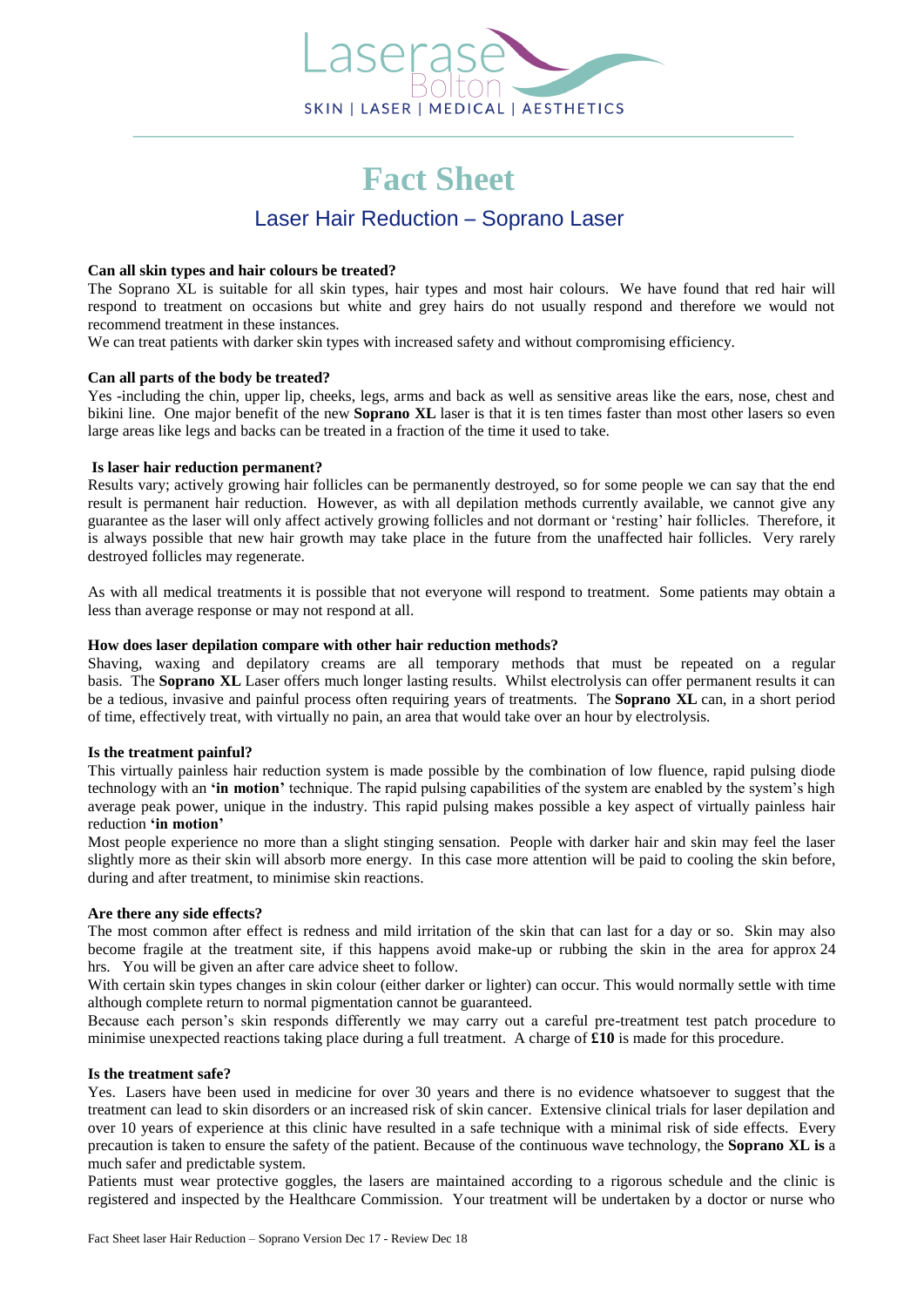# Fact Sheet

## Laser Hair Reduction – Soprano Laser

**Can all skin types and hair colours be treated?**
The Soprano XL is suitable for all skin types, hair types and most hair colours. We have found that red hair will respond to treatment on occasions but white and grey hairs do not usually respond and therefore we would not recommend treatment in these instances.
We can treat patients with darker skin types with increased safety and without compromising efficiency.

**Can all parts of the body be treated?**
Yes -including the chin, upper lip, cheeks, legs, arms and back as well as sensitive areas like the ears, nose, chest and bikini line. One major benefit of the new **Soprano XL** laser is that it is ten times faster than most other lasers so even large areas like legs and backs can be treated in a fraction of the time it used to take.

**Is laser hair reduction permanent?**
Results vary; actively growing hair follicles can be permanently destroyed, so for some people we can say that the end result is permanent hair reduction. However, as with all depilation methods currently available, we cannot give any guarantee as the laser will only affect actively growing follicles and not dormant or 'resting' hair follicles. Therefore, it is always possible that new hair growth may take place in the future from the unaffected hair follicles. Very rarely destroyed follicles may regenerate.

As with all medical treatments it is possible that not everyone will respond to treatment. Some patients may obtain a less than average response or may not respond at all.

**How does laser depilation compare with other hair reduction methods?**
Shaving, waxing and depilatory creams are all temporary methods that must be repeated on a regular basis. The **Soprano XL** Laser offers much longer lasting results. Whilst electrolysis can offer permanent results it can be a tedious, invasive and painful process often requiring years of treatments. The **Soprano XL** can, in a short period of time, effectively treat, with virtually no pain, an area that would take over an hour by electrolysis.

**Is the treatment painful?**
This virtually painless hair reduction system is made possible by the combination of low fluence, rapid pulsing diode technology with an **'in motion'** technique. The rapid pulsing capabilities of the system are enabled by the system's high average peak power, unique in the industry. This rapid pulsing makes possible a key aspect of virtually painless hair reduction **'in motion'**
Most people experience no more than a slight stinging sensation. People with darker hair and skin may feel the laser slightly more as their skin will absorb more energy. In this case more attention will be paid to cooling the skin before, during and after treatment, to minimise skin reactions.

**Are there any side effects?**
The most common after effect is redness and mild irritation of the skin that can last for a day or so. Skin may also become fragile at the treatment site, if this happens avoid make-up or rubbing the skin in the area for approx 24 hrs. You will be given an after care advice sheet to follow.
With certain skin types changes in skin colour (either darker or lighter) can occur. This would normally settle with time although complete return to normal pigmentation cannot be guaranteed.
Because each person's skin responds differently we may carry out a careful pre-treatment test patch procedure to minimise unexpected reactions taking place during a full treatment. A charge of **£10** is made for this procedure.

**Is the treatment safe?**
Yes. Lasers have been used in medicine for over 30 years and there is no evidence whatsoever to suggest that the treatment can lead to skin disorders or an increased risk of skin cancer. Extensive clinical trials for laser depilation and over 10 years of experience at this clinic have resulted in a safe technique with a minimal risk of side effects. Every precaution is taken to ensure the safety of the patient. Because of the continuous wave technology, the **Soprano XL is** a much safer and predictable system.
Patients must wear protective goggles, the lasers are maintained according to a rigorous schedule and the clinic is registered and inspected by the Healthcare Commission. Your treatment will be undertaken by a doctor or nurse who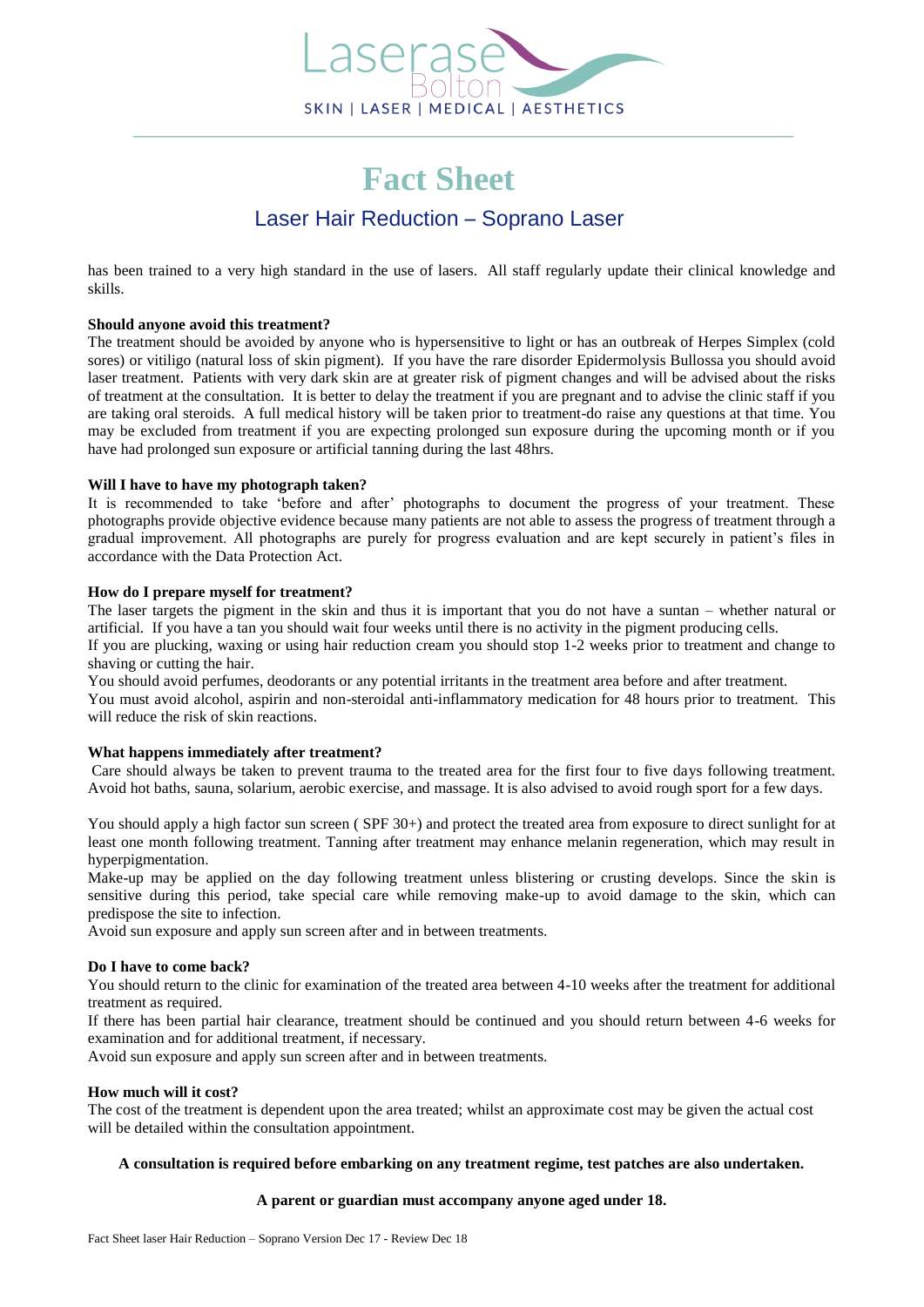# Fact Sheet

## Laser Hair Reduction – Soprano Laser

has been trained to a very high standard in the use of lasers. All staff regularly update their clinical knowledge and skills.

**Should anyone avoid this treatment?**

The treatment should be avoided by anyone who is hypersensitive to light or has an outbreak of Herpes Simplex (cold sores) or vitiligo (natural loss of skin pigment). If you have the rare disorder Epidermolysis Bullossa you should avoid laser treatment. Patients with very dark skin are at greater risk of pigment changes and will be advised about the risks of treatment at the consultation. It is better to delay the treatment if you are pregnant and to advise the clinic staff if you are taking oral steroids. A full medical history will be taken prior to treatment-do raise any questions at that time. You may be excluded from treatment if you are expecting prolonged sun exposure during the upcoming month or if you have had prolonged sun exposure or artificial tanning during the last 48hrs.

**Will I have to have my photograph taken?**

It is recommended to take 'before and after' photographs to document the progress of your treatment. These photographs provide objective evidence because many patients are not able to assess the progress of treatment through a gradual improvement. All photographs are purely for progress evaluation and are kept securely in patient's files in accordance with the Data Protection Act.

**How do I prepare myself for treatment?**

The laser targets the pigment in the skin and thus it is important that you do not have a suntan – whether natural or artificial. If you have a tan you should wait four weeks until there is no activity in the pigment producing cells.
If you are plucking, waxing or using hair reduction cream you should stop 1-2 weeks prior to treatment and change to shaving or cutting the hair.
You should avoid perfumes, deodorants or any potential irritants in the treatment area before and after treatment.
You must avoid alcohol, aspirin and non-steroidal anti-inflammatory medication for 48 hours prior to treatment. This will reduce the risk of skin reactions.

**What happens immediately after treatment?**

Care should always be taken to prevent trauma to the treated area for the first four to five days following treatment. Avoid hot baths, sauna, solarium, aerobic exercise, and massage. It is also advised to avoid rough sport for a few days.

You should apply a high factor sun screen ( SPF 30+) and protect the treated area from exposure to direct sunlight for at least one month following treatment. Tanning after treatment may enhance melanin regeneration, which may result in hyperpigmentation.
Make-up may be applied on the day following treatment unless blistering or crusting develops. Since the skin is sensitive during this period, take special care while removing make-up to avoid damage to the skin, which can predispose the site to infection.
Avoid sun exposure and apply sun screen after and in between treatments.

**Do I have to come back?**

You should return to the clinic for examination of the treated area between 4-10 weeks after the treatment for additional treatment as required.
If there has been partial hair clearance, treatment should be continued and you should return between 4-6 weeks for examination and for additional treatment, if necessary.
Avoid sun exposure and apply sun screen after and in between treatments.

**How much will it cost?**

The cost of the treatment is dependent upon the area treated; whilst an approximate cost may be given the actual cost will be detailed within the consultation appointment.

**A consultation is required before embarking on any treatment regime, test patches are also undertaken.**

**A parent or guardian must accompany anyone aged under 18.**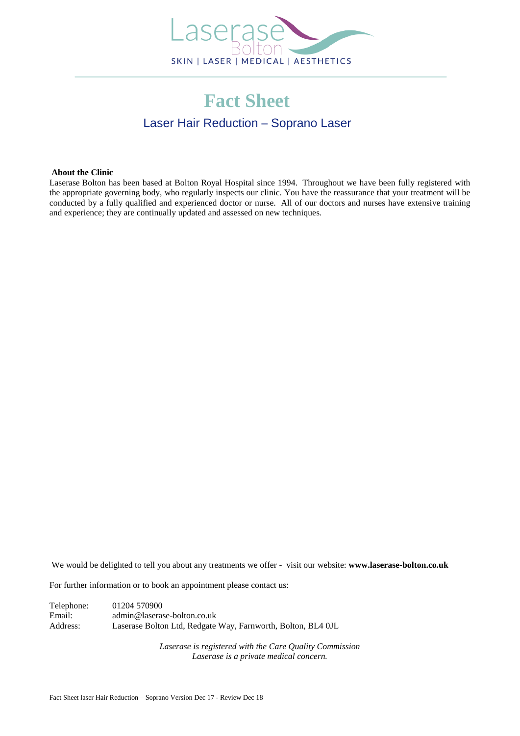Laserase Bolton

SKIN | LASER | MEDICAL | AESTHETICS

# Fact Sheet

## Laser Hair Reduction – Soprano Laser

**About the Clinic**

Laserase Bolton has been based at Bolton Royal Hospital since 1994. Throughout we have been fully registered with the appropriate governing body, who regularly inspects our clinic. You have the reassurance that your treatment will be conducted by a fully qualified and experienced doctor or nurse. All of our doctors and nurses have extensive training and experience; they are continually updated and assessed on new techniques.

We would be delighted to tell you about any treatments we offer - visit our website: **www.laserase-bolton.co.uk**

For further information or to book an appointment please contact us:

| | |
|---|---|
| Telephone: | 01204 570900 |
| Email: | admin@laserase-bolton.co.uk |
| Address: | Laserase Bolton Ltd, Redgate Way, Farnworth, Bolton, BL4 0JL |

*Laserase is registered with the Care Quality Commission*
*Laserase is a private medical concern.*

Fact Sheet laser Hair Reduction – Soprano Version Dec 17 - Review Dec 18